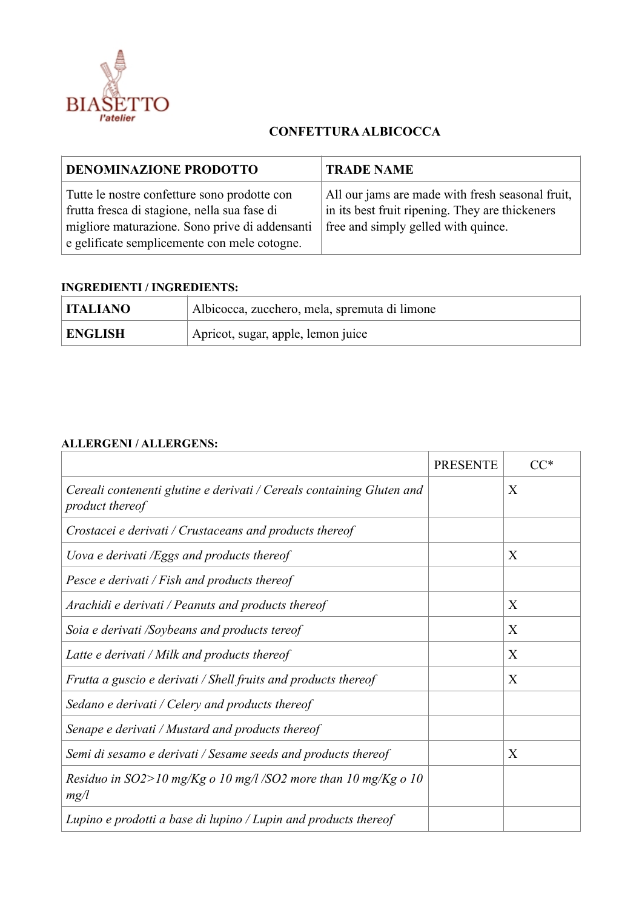BIASETTO
l'atelier

## CONFETTURA ALBICOCCA

| DENOMINAZIONE PRODOTTO | TRADE NAME |
|---|---|
| Tutte le nostre confetture sono prodotte con frutta fresca di stagione, nella sua fase di migliore maturazione. Sono prive di addensanti e gelificate semplicemente con mele cotogne. | All our jams are made with fresh seasonal fruit, in its best fruit ripening. They are thickeners free and simply gelled with quince. |

**INGREDIENTI / INGREDIENTS:**

| ITALIANO | Albicocca, zucchero, mela, spremuta di limone |
|---|---|
| **ENGLISH** | Apricot, sugar, apple, lemon juice |

**ALLERGENI / ALLERGENS:**

| | PRESENTE | CC* |
|---|---|---|
| *Cereali contenenti glutine e derivati / Cereals containing Gluten and product thereof* | | X |
| *Crostacei e derivati / Crustaceans and products thereof* | | |
| *Uova e derivati /Eggs and products thereof* | | X |
| *Pesce e derivati / Fish and products thereof* | | |
| *Arachidi e derivati / Peanuts and products thereof* | | X |
| *Soia e derivati /Soybeans and products tereof* | | X |
| *Latte e derivati / Milk and products thereof* | | X |
| *Frutta a guscio e derivati / Shell fruits and products thereof* | | X |
| *Sedano e derivati / Celery and products thereof* | | |
| *Senape e derivati / Mustard and products thereof* | | |
| *Semi di sesamo e derivati / Sesame seeds and products thereof* | | X |
| *Residuo in SO2>10 mg/Kg o 10 mg/l /SO2 more than 10 mg/Kg o 10 mg/l* | | |
| *Lupino e prodotti a base di lupino / Lupin and products thereof* | | |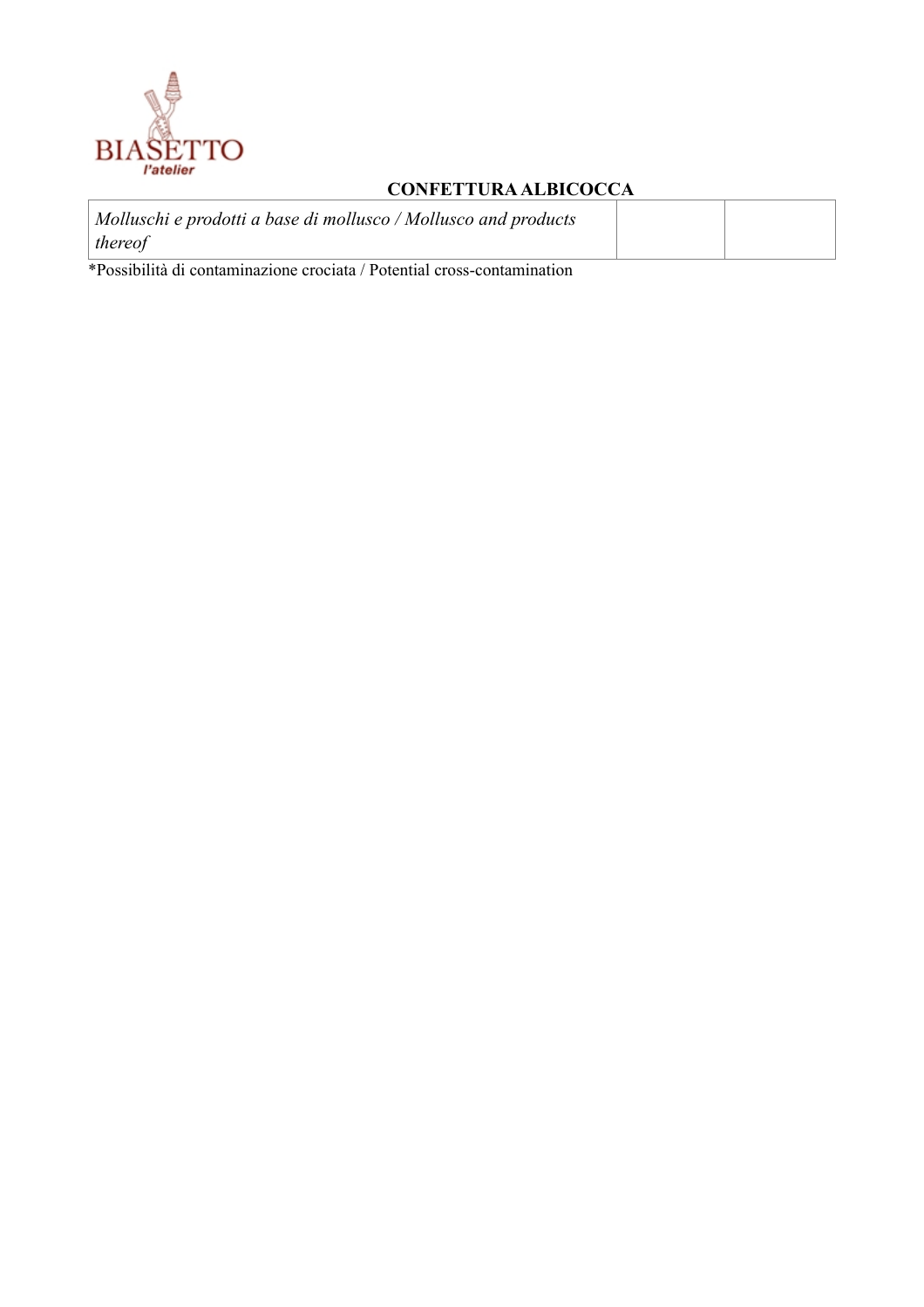BIASETTO l'atelier

**CONFETTURA ALBICOCCA**

| | | |
|---|---|---|
| *Molluschi e prodotti a base di mollusco / Mollusco and products thereof* | | |

*Possibilità di contaminazione crociata / Potential cross-contamination